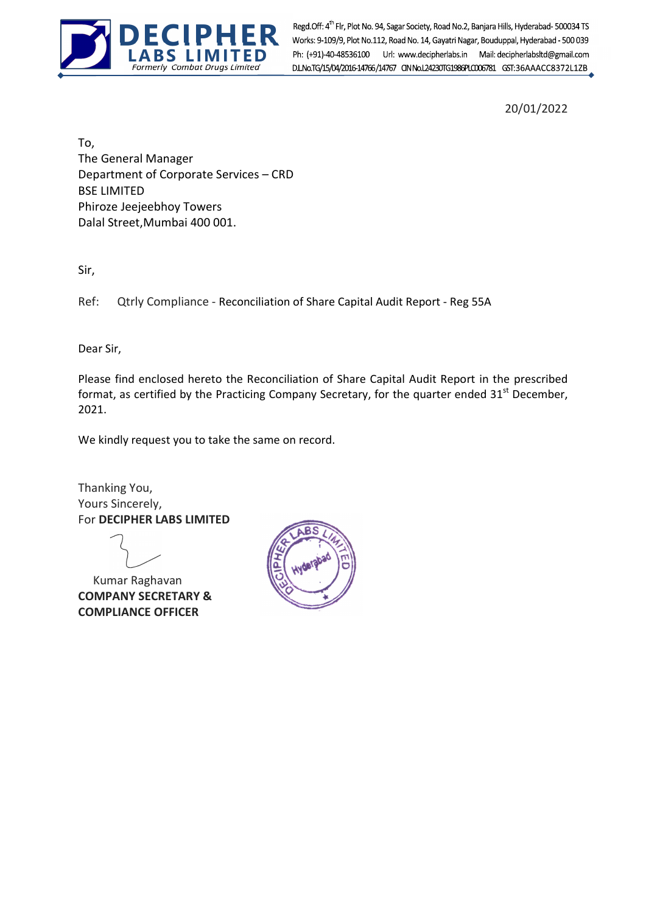**DECIPHER LABS LIMITED**
*Formerly Combat Drugs Limited*

Regd.Off: 4[th] Flr, Plot No. 94, Sagar Society, Road No.2, Banjara Hills, Hyderabad- 500034 TS
Works: 9-109/9, Plot No.112, Road No. 14, Gayatri Nagar, Bouduppal, Hyderabad - 500 039
Ph: (+91)-40-48536100 Url: www.decipherlabs.in Mail: decipherlabsltd@gmail.com
D.L.No.TG/15/04/2016-14766/14767 CIN No.L24230TG1986PLC006781 GST:36AAACC8372L1ZB

20/01/2022

To,
The General Manager
Department of Corporate Services – CRD
BSE LIMITED
Phiroze Jeejeebhoy Towers
Dalal Street,Mumbai 400 001.

Sir,

Ref: Qtrly Compliance - Reconciliation of Share Capital Audit Report - Reg 55A

Dear Sir,

Please find enclosed hereto the Reconciliation of Share Capital Audit Report in the prescribed format, as certified by the Practicing Company Secretary, for the quarter ended 31[st] December, 2021.

We kindly request you to take the same on record.

Thanking You,
Yours Sincerely,
For **DECIPHER LABS LIMITED**

Kumar Raghavan
**COMPANY SECRETARY &**
**COMPLIANCE OFFICER**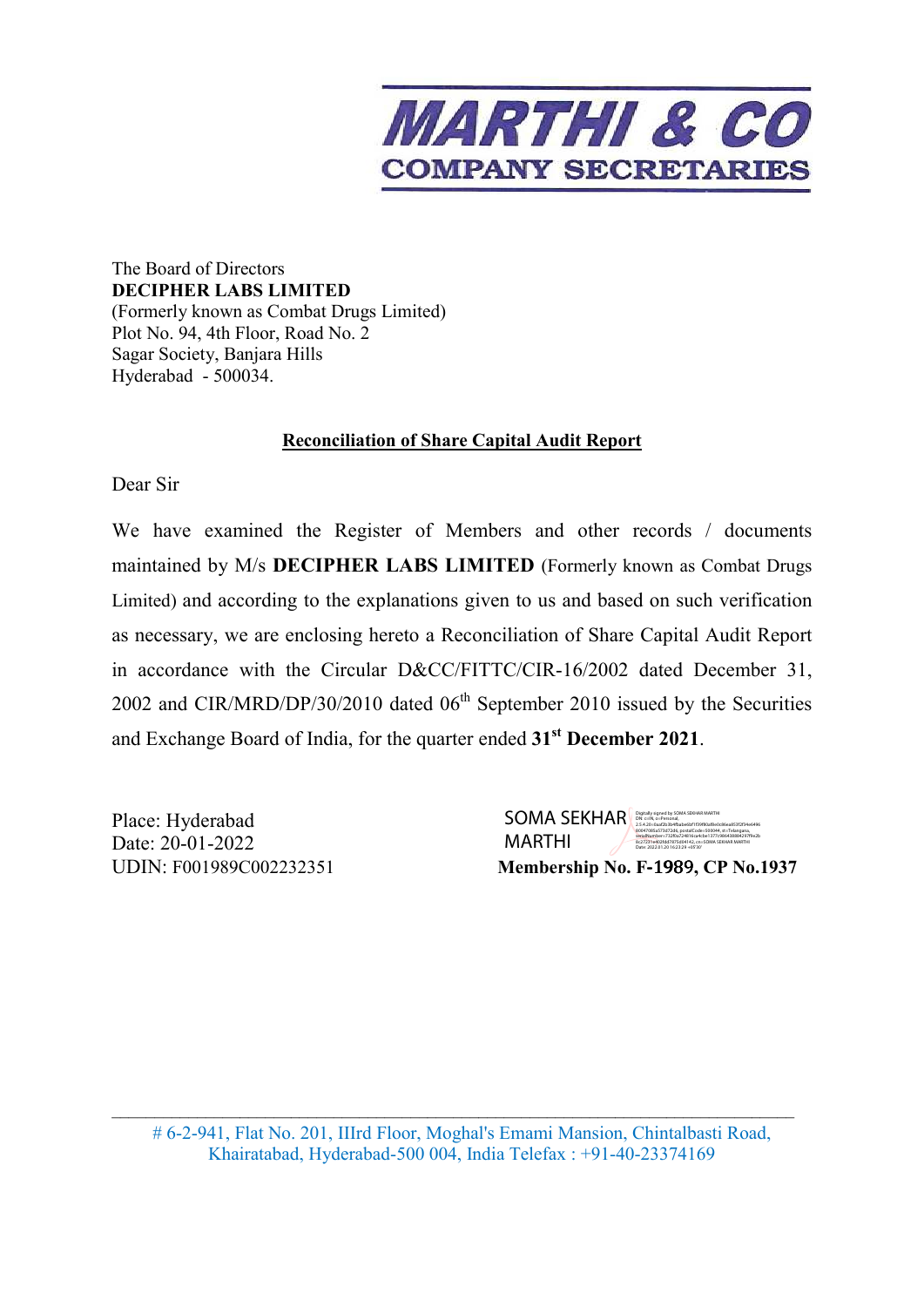**MARTHI & CO**
**COMPANY SECRETARIES**

The Board of Directors
**DECIPHER LABS LIMITED**
(Formerly known as Combat Drugs Limited)
Plot No. 94, 4th Floor, Road No. 2
Sagar Society, Banjara Hills
Hyderabad - 500034.

**Reconciliation of Share Capital Audit Report**

Dear Sir

We have examined the Register of Members and other records / documents maintained by M/s **DECIPHER LABS LIMITED** (Formerly known as Combat Drugs Limited) and according to the explanations given to us and based on such verification as necessary, we are enclosing hereto a Reconciliation of Share Capital Audit Report in accordance with the Circular D&CC/FITTC/CIR-16/2002 dated December 31, 2002 and CIR/MRD/DP/30/2010 dated 06th September 2010 issued by the Securities and Exchange Board of India, for the quarter ended **31st December 2021**.

Place: Hyderabad
Date: 20-01-2022
UDIN: F001989C002232351

SOMA SEKHAR MARTHI
**Membership No. F-1989, CP No.1937**

# 6-2-941, Flat No. 201, IIIrd Floor, Moghal's Emami Mansion, Chintalbasti Road, Khairatabad, Hyderabad-500 004, India Telefax : +91-40-23374169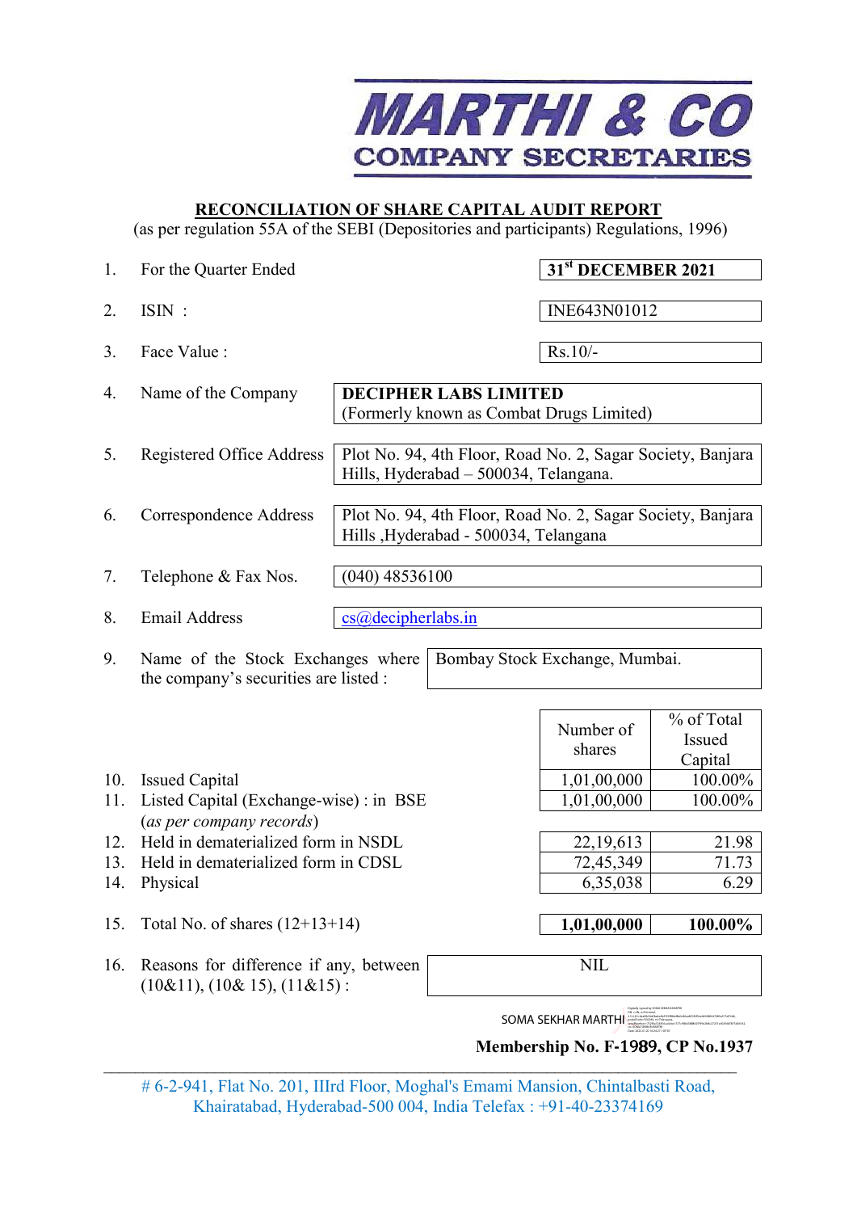# MARTHI & CO
## COMPANY SECRETARIES

**RECONCILIATION OF SHARE CAPITAL AUDIT REPORT**

(as per regulation 55A of the SEBI (Depositories and participants) Regulations, 1996)

| | | |
|---|---|---|
| 1. | For the Quarter Ended | **31st DECEMBER 2021** |
| 2. | ISIN : | INE643N01012 |
| 3. | Face Value : | Rs.10/- |
| 4. | Name of the Company | **DECIPHER LABS LIMITED** (Formerly known as Combat Drugs Limited) |
| 5. | Registered Office Address | Plot No. 94, 4th Floor, Road No. 2, Sagar Society, Banjara Hills, Hyderabad – 500034, Telangana. |
| 6. | Correspondence Address | Plot No. 94, 4th Floor, Road No. 2, Sagar Society, Banjara Hills ,Hyderabad - 500034, Telangana |
| 7. | Telephone & Fax Nos. | (040) 48536100 |
| 8. | Email Address | cs@decipherlabs.in |
| 9. | Name of the Stock Exchanges where the company's securities are listed : | Bombay Stock Exchange, Mumbai. |

| | | Number of shares | % of Total Issued Capital |
|---|---|---|---|
| 10. | Issued Capital | 1,01,00,000 | 100.00% |
| 11. | Listed Capital (Exchange-wise) : in BSE *(as per company records)* | 1,01,00,000 | 100.00% |
| 12. | Held in dematerialized form in NSDL | 22,19,613 | 21.98 |
| 13. | Held in dematerialized form in CDSL | 72,45,349 | 71.73 |
| 14. | Physical | 6,35,038 | 6.29 |
| 15. | Total No. of shares (12+13+14) | **1,01,00,000** | **100.00%** |

| | | |
|---|---|---|
| 16. | Reasons for difference if any, between (10&11), (10& 15), (11&15) : | NIL |

SOMA SEKHAR MARTHI

**Membership No. F-1989, CP No.1937**

# 6-2-941, Flat No. 201, IIIrd Floor, Moghal's Emami Mansion, Chintalbasti Road, Khairatabad, Hyderabad-500 004, India Telefax : +91-40-23374169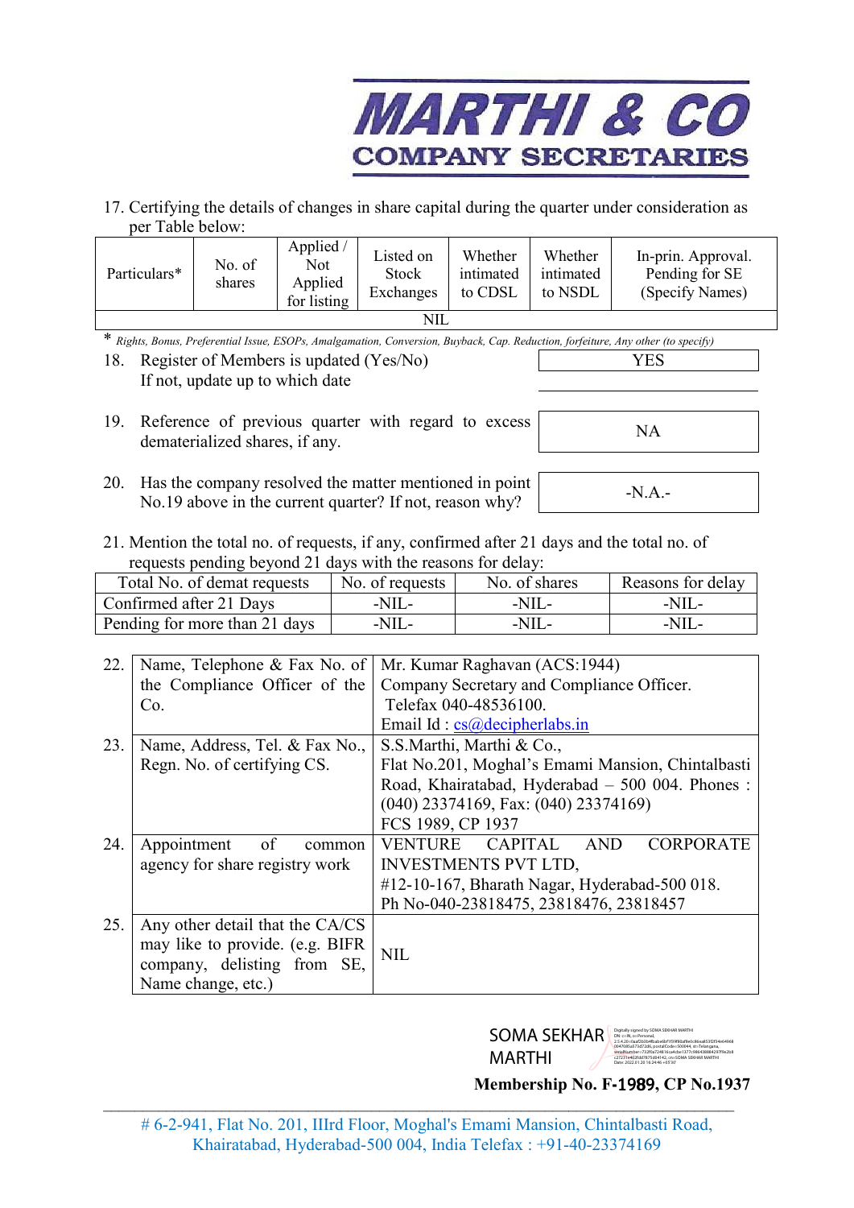17. Certifying the details of changes in share capital during the quarter under consideration as per Table below:

| Particulars* | No. of shares | Applied / Not Applied for listing | Listed on Stock Exchanges | Whether intimated to CDSL | Whether intimated to NSDL | In-prin. Approval. Pending for SE (Specify Names) |
|---|---|---|---|---|---|---|
| NIL | | | | | | |

\* *Rights, Bonus, Preferential Issue, ESOPs, Amalgamation, Conversion, Buyback, Cap. Reduction, forfeiture, Any other (to specify)*

18. Register of Members is updated (Yes/No) — YES
    If not, update up to which date

19. Reference of previous quarter with regard to excess dematerialized shares, if any. — NA

20. Has the company resolved the matter mentioned in point No.19 above in the current quarter? If not, reason why? — -N.A.-

21. Mention the total no. of requests, if any, confirmed after 21 days and the total no. of requests pending beyond 21 days with the reasons for delay:

| Total No. of demat requests | No. of requests | No. of shares | Reasons for delay |
|---|---|---|---|
| Confirmed after 21 Days | -NIL- | -NIL- | -NIL- |
| Pending for more than 21 days | -NIL- | -NIL- | -NIL- |

| | | |
|---|---|---|
| 22. | Name, Telephone & Fax No. of the Compliance Officer of the Co. | Mr. Kumar Raghavan (ACS:1944) Company Secretary and Compliance Officer. Telefax 040-48536100. Email Id : cs@decipherlabs.in |
| 23. | Name, Address, Tel. & Fax No., Regn. No. of certifying CS. | S.S.Marthi, Marthi & Co., Flat No.201, Moghal's Emami Mansion, Chintalbasti Road, Khairatabad, Hyderabad – 500 004. Phones : (040) 23374169, Fax: (040) 23374169) FCS 1989, CP 1937 |
| 24. | Appointment of common agency for share registry work | VENTURE CAPITAL AND CORPORATE INVESTMENTS PVT LTD, #12-10-167, Bharath Nagar, Hyderabad-500 018. Ph No-040-23818475, 23818476, 23818457 |
| 25. | Any other detail that the CA/CS may like to provide. (e.g. BIFR company, delisting from SE, Name change, etc.) | NIL |

SOMA SEKHAR MARTHI

**Membership No. F-1989, CP No.1937**